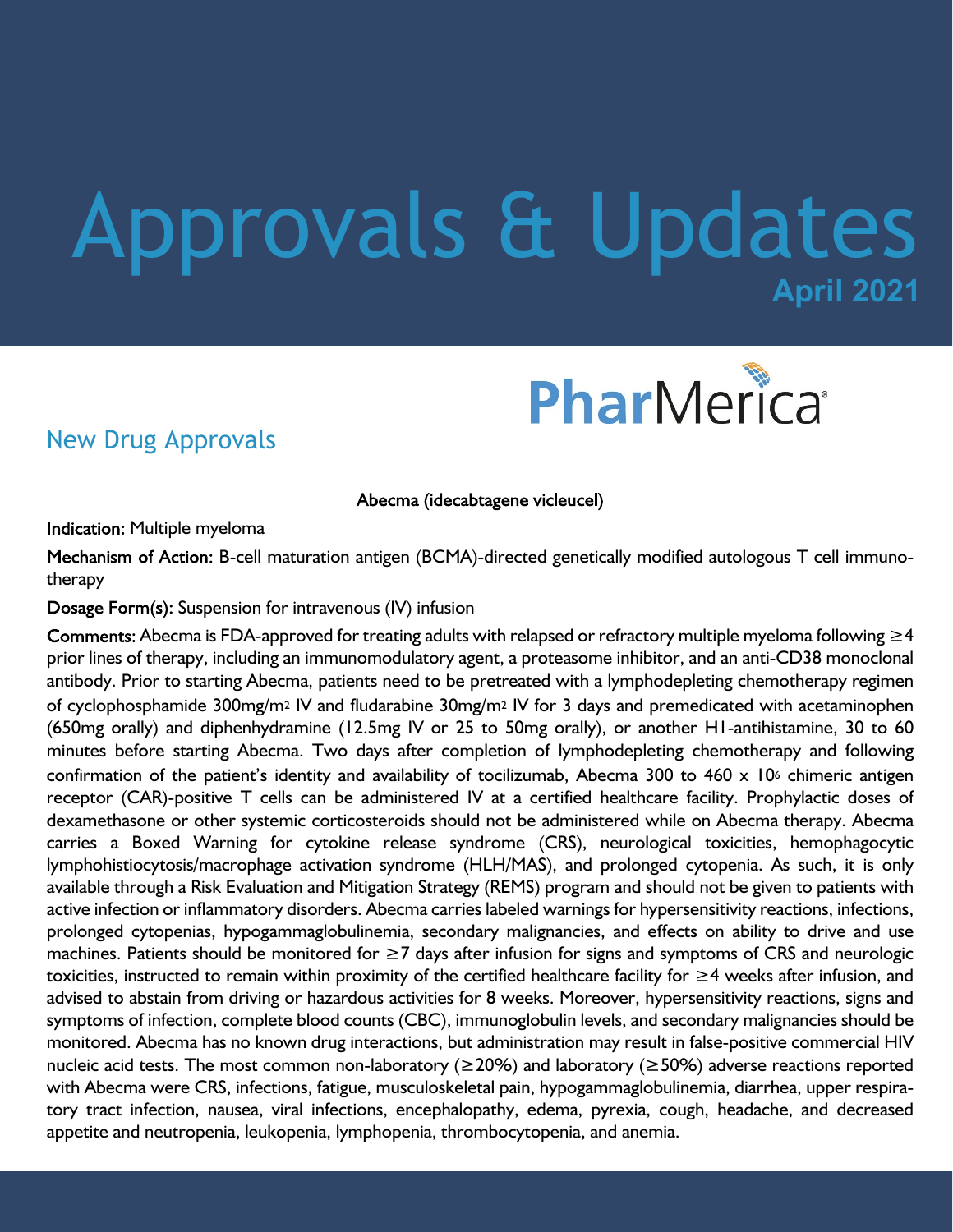# Approvals & Updates

**April 2021**

PharMerica

## New Drug Approvals

### Abecma (idecabtagene vicleucel)

**Indication:** Multiple myeloma

**Mechanism of Action:** B-cell maturation antigen (BCMA)-directed genetically modified autologous T cell immunotherapy

**Dosage Form(s):** Suspension for intravenous (IV) infusion

**Comments:** Abecma is FDA-approved for treating adults with relapsed or refractory multiple myeloma following ≥4 prior lines of therapy, including an immunomodulatory agent, a proteasome inhibitor, and an anti-CD38 monoclonal antibody. Prior to starting Abecma, patients need to be pretreated with a lymphodepleting chemotherapy regimen of cyclophosphamide 300mg/$m^2$ IV and fludarabine 30mg/$m^2$ IV for 3 days and premedicated with acetaminophen (650mg orally) and diphenhydramine (12.5mg IV or 25 to 50mg orally), or another H1-antihistamine, 30 to 60 minutes before starting Abecma. Two days after completion of lymphodepleting chemotherapy and following confirmation of the patient's identity and availability of tocilizumab, Abecma 300 to 460 x $10^6$ chimeric antigen receptor (CAR)-positive T cells can be administered IV at a certified healthcare facility. Prophylactic doses of dexamethasone or other systemic corticosteroids should not be administered while on Abecma therapy. Abecma carries a Boxed Warning for cytokine release syndrome (CRS), neurological toxicities, hemophagocytic lymphohistiocytosis/macrophage activation syndrome (HLH/MAS), and prolonged cytopenia. As such, it is only available through a Risk Evaluation and Mitigation Strategy (REMS) program and should not be given to patients with active infection or inflammatory disorders. Abecma carries labeled warnings for hypersensitivity reactions, infections, prolonged cytopenias, hypogammaglobulinemia, secondary malignancies, and effects on ability to drive and use machines. Patients should be monitored for ≥7 days after infusion for signs and symptoms of CRS and neurologic toxicities, instructed to remain within proximity of the certified healthcare facility for ≥4 weeks after infusion, and advised to abstain from driving or hazardous activities for 8 weeks. Moreover, hypersensitivity reactions, signs and symptoms of infection, complete blood counts (CBC), immunoglobulin levels, and secondary malignancies should be monitored. Abecma has no known drug interactions, but administration may result in false-positive commercial HIV nucleic acid tests. The most common non-laboratory (≥20%) and laboratory (≥50%) adverse reactions reported with Abecma were CRS, infections, fatigue, musculoskeletal pain, hypogammaglobulinemia, diarrhea, upper respiratory tract infection, nausea, viral infections, encephalopathy, edema, pyrexia, cough, headache, and decreased appetite and neutropenia, leukopenia, lymphopenia, thrombocytopenia, and anemia.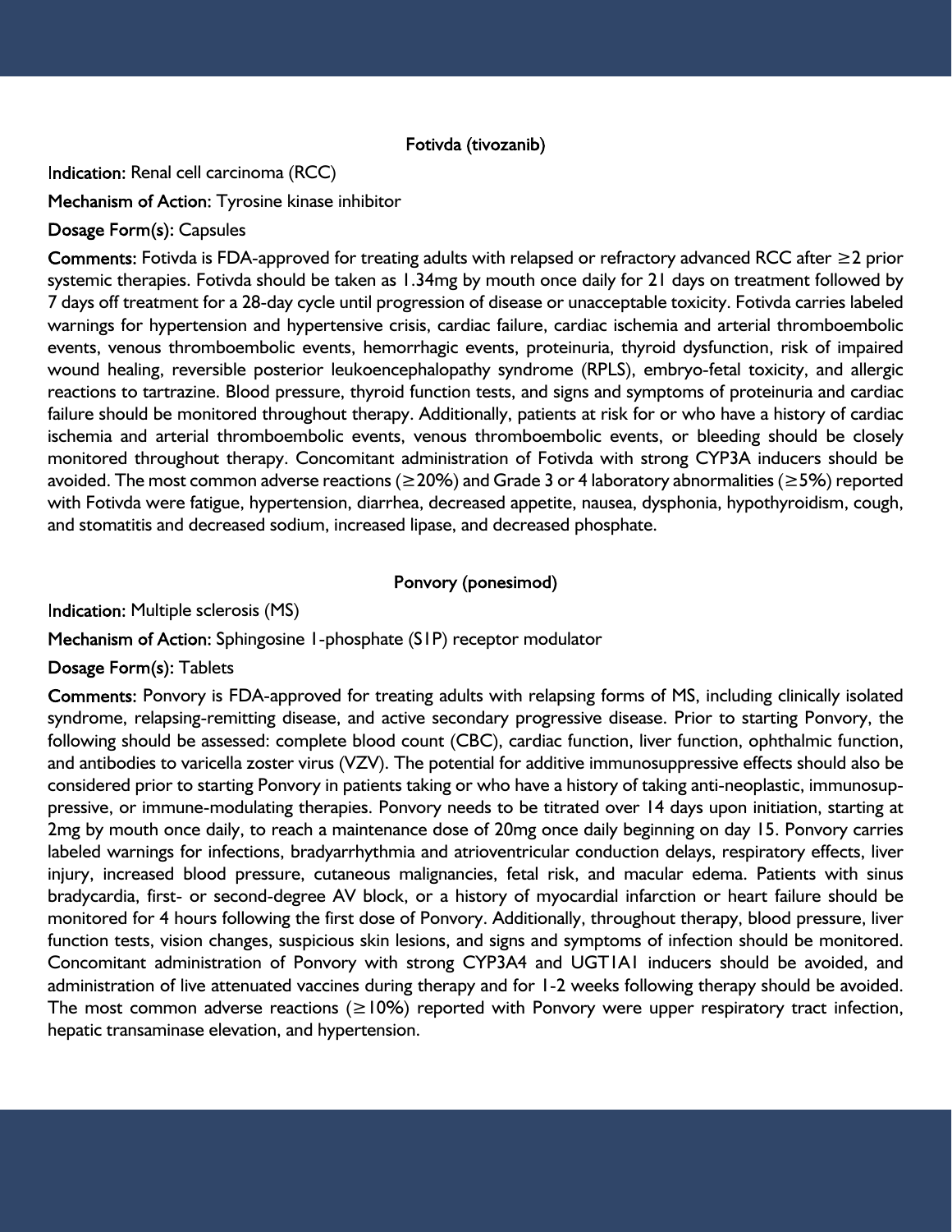### Fotivda (tivozanib)

**Indication:** Renal cell carcinoma (RCC)

**Mechanism of Action:** Tyrosine kinase inhibitor

**Dosage Form(s):** Capsules

**Comments:** Fotivda is FDA-approved for treating adults with relapsed or refractory advanced RCC after ≥2 prior systemic therapies. Fotivda should be taken as 1.34mg by mouth once daily for 21 days on treatment followed by 7 days off treatment for a 28-day cycle until progression of disease or unacceptable toxicity. Fotivda carries labeled warnings for hypertension and hypertensive crisis, cardiac failure, cardiac ischemia and arterial thromboembolic events, venous thromboembolic events, hemorrhagic events, proteinuria, thyroid dysfunction, risk of impaired wound healing, reversible posterior leukoencephalopathy syndrome (RPLS), embryo-fetal toxicity, and allergic reactions to tartrazine. Blood pressure, thyroid function tests, and signs and symptoms of proteinuria and cardiac failure should be monitored throughout therapy. Additionally, patients at risk for or who have a history of cardiac ischemia and arterial thromboembolic events, venous thromboembolic events, or bleeding should be closely monitored throughout therapy. Concomitant administration of Fotivda with strong CYP3A inducers should be avoided. The most common adverse reactions (≥20%) and Grade 3 or 4 laboratory abnormalities (≥5%) reported with Fotivda were fatigue, hypertension, diarrhea, decreased appetite, nausea, dysphonia, hypothyroidism, cough, and stomatitis and decreased sodium, increased lipase, and decreased phosphate.

### Ponvory (ponesimod)

**Indication:** Multiple sclerosis (MS)

**Mechanism of Action:** Sphingosine 1-phosphate (S1P) receptor modulator

**Dosage Form(s):** Tablets

**Comments:** Ponvory is FDA-approved for treating adults with relapsing forms of MS, including clinically isolated syndrome, relapsing-remitting disease, and active secondary progressive disease. Prior to starting Ponvory, the following should be assessed: complete blood count (CBC), cardiac function, liver function, ophthalmic function, and antibodies to varicella zoster virus (VZV). The potential for additive immunosuppressive effects should also be considered prior to starting Ponvory in patients taking or who have a history of taking anti-neoplastic, immunosuppressive, or immune-modulating therapies. Ponvory needs to be titrated over 14 days upon initiation, starting at 2mg by mouth once daily, to reach a maintenance dose of 20mg once daily beginning on day 15. Ponvory carries labeled warnings for infections, bradyarrhythmia and atrioventricular conduction delays, respiratory effects, liver injury, increased blood pressure, cutaneous malignancies, fetal risk, and macular edema. Patients with sinus bradycardia, first- or second-degree AV block, or a history of myocardial infarction or heart failure should be monitored for 4 hours following the first dose of Ponvory. Additionally, throughout therapy, blood pressure, liver function tests, vision changes, suspicious skin lesions, and signs and symptoms of infection should be monitored. Concomitant administration of Ponvory with strong CYP3A4 and UGT1A1 inducers should be avoided, and administration of live attenuated vaccines during therapy and for 1-2 weeks following therapy should be avoided. The most common adverse reactions (≥10%) reported with Ponvory were upper respiratory tract infection, hepatic transaminase elevation, and hypertension.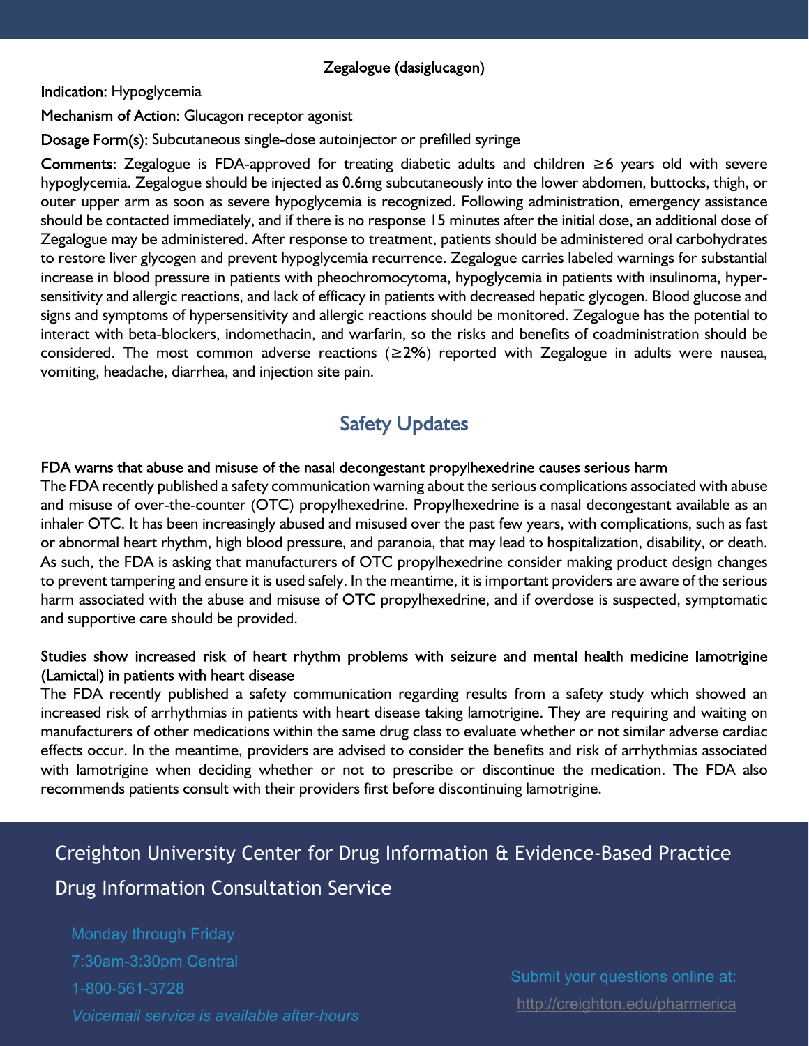### Zegalogue (dasiglucagon)

**Indication:** Hypoglycemia

**Mechanism of Action:** Glucagon receptor agonist

**Dosage Form(s):** Subcutaneous single-dose autoinjector or prefilled syringe

**Comments:** Zegalogue is FDA-approved for treating diabetic adults and children ≥6 years old with severe hypoglycemia. Zegalogue should be injected as 0.6mg subcutaneously into the lower abdomen, buttocks, thigh, or outer upper arm as soon as severe hypoglycemia is recognized. Following administration, emergency assistance should be contacted immediately, and if there is no response 15 minutes after the initial dose, an additional dose of Zegalogue may be administered. After response to treatment, patients should be administered oral carbohydrates to restore liver glycogen and prevent hypoglycemia recurrence. Zegalogue carries labeled warnings for substantial increase in blood pressure in patients with pheochromocytoma, hypoglycemia in patients with insulinoma, hypersensitivity and allergic reactions, and lack of efficacy in patients with decreased hepatic glycogen. Blood glucose and signs and symptoms of hypersensitivity and allergic reactions should be monitored. Zegalogue has the potential to interact with beta-blockers, indomethacin, and warfarin, so the risks and benefits of coadministration should be considered. The most common adverse reactions (≥2%) reported with Zegalogue in adults were nausea, vomiting, headache, diarrhea, and injection site pain.

## Safety Updates

**FDA warns that abuse and misuse of the nasal decongestant propylhexedrine causes serious harm**

The FDA recently published a safety communication warning about the serious complications associated with abuse and misuse of over-the-counter (OTC) propylhexedrine. Propylhexedrine is a nasal decongestant available as an inhaler OTC. It has been increasingly abused and misused over the past few years, with complications, such as fast or abnormal heart rhythm, high blood pressure, and paranoia, that may lead to hospitalization, disability, or death. As such, the FDA is asking that manufacturers of OTC propylhexedrine consider making product design changes to prevent tampering and ensure it is used safely. In the meantime, it is important providers are aware of the serious harm associated with the abuse and misuse of OTC propylhexedrine, and if overdose is suspected, symptomatic and supportive care should be provided.

**Studies show increased risk of heart rhythm problems with seizure and mental health medicine lamotrigine (Lamictal) in patients with heart disease**

The FDA recently published a safety communication regarding results from a safety study which showed an increased risk of arrhythmias in patients with heart disease taking lamotrigine. They are requiring and waiting on manufacturers of other medications within the same drug class to evaluate whether or not similar adverse cardiac effects occur. In the meantime, providers are advised to consider the benefits and risk of arrhythmias associated with lamotrigine when deciding whether or not to prescribe or discontinue the medication. The FDA also recommends patients consult with their providers first before discontinuing lamotrigine.

Creighton University Center for Drug Information & Evidence-Based Practice

Drug Information Consultation Service

Monday through Friday

7:30am-3:30pm Central

1-800-561-3728

*Voicemail service is available after-hours*

Submit your questions online at:

http://creighton.edu/pharmerica